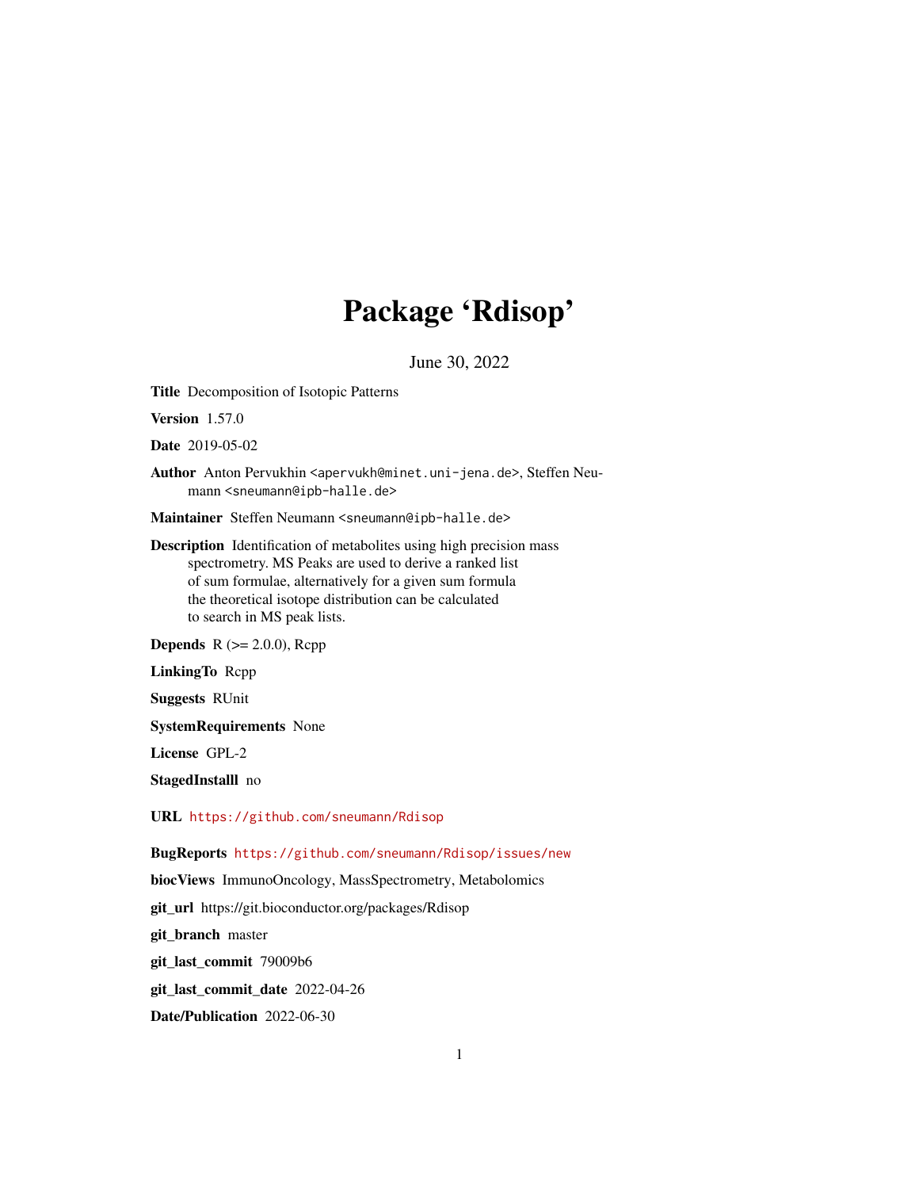# Package 'Rdisop'

June 30, 2022

**Title** Decomposition of Isotopic Patterns

**Version** 1.57.0

**Date** 2019-05-02

**Author** Anton Pervukhin <apervukh@minet.uni-jena.de>, Steffen Neumann <sneumann@ipb-halle.de>

**Maintainer** Steffen Neumann <sneumann@ipb-halle.de>

**Description** Identification of metabolites using high precision mass spectrometry. MS Peaks are used to derive a ranked list of sum formulae, alternatively for a given sum formula the theoretical isotope distribution can be calculated to search in MS peak lists.

**Depends** R (>= 2.0.0), Rcpp

**LinkingTo** Rcpp

**Suggests** RUnit

**SystemRequirements** None

**License** GPL-2

**StagedInstalll** no

**URL** https://github.com/sneumann/Rdisop

**BugReports** https://github.com/sneumann/Rdisop/issues/new

**biocViews** ImmunoOncology, MassSpectrometry, Metabolomics

**git_url** https://git.bioconductor.org/packages/Rdisop

**git_branch** master

**git_last_commit** 79009b6

**git_last_commit_date** 2022-04-26

**Date/Publication** 2022-06-30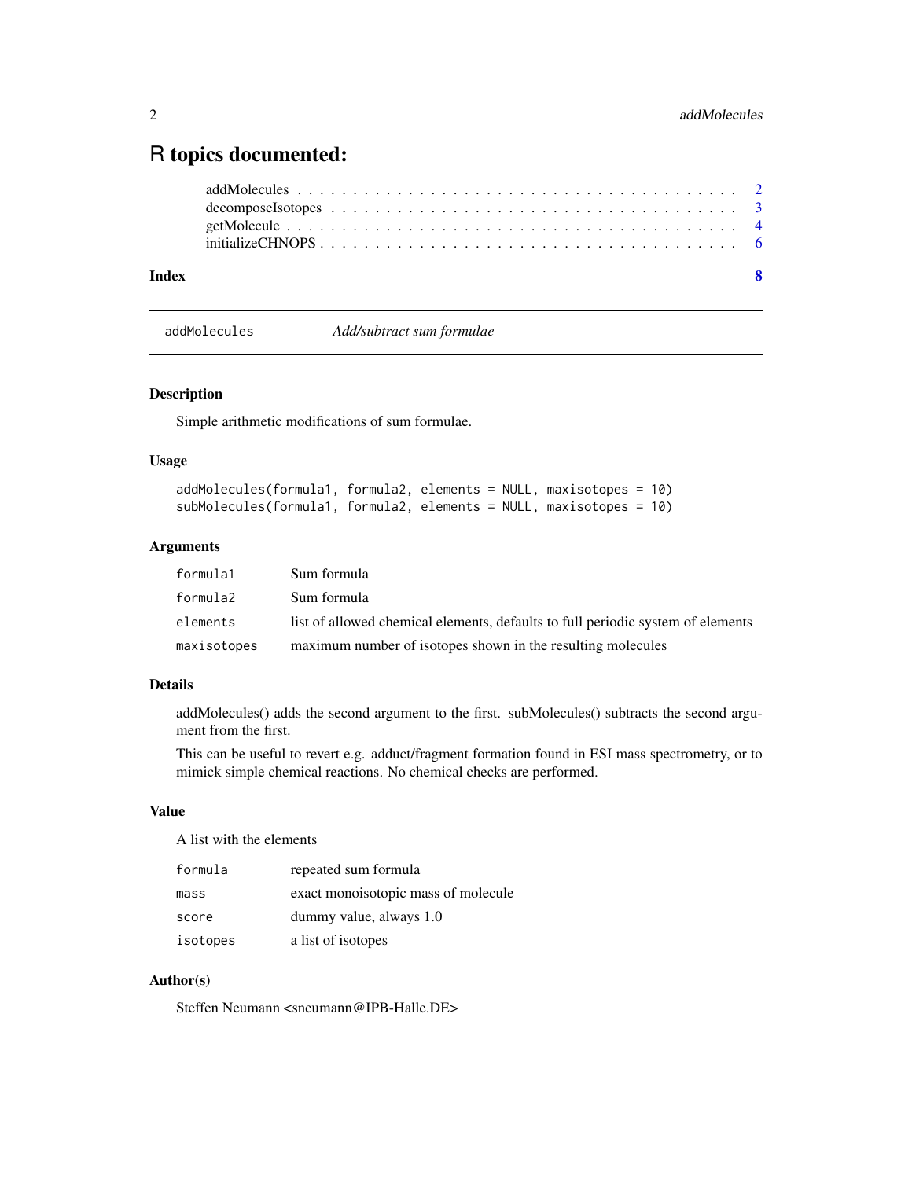# R topics documented:

| | |
|---|---|
| addMolecules | 2 |
| decomposeIsotopes | 3 |
| getMolecule | 4 |
| initializeCHNOPS | 6 |
| **Index** | **8** |

---

`addMolecules` *Add/subtract sum formulae*

---

### Description

Simple arithmetic modifications of sum formulae.

### Usage

```
addMolecules(formula1, formula2, elements = NULL, maxisotopes = 10)
subMolecules(formula1, formula2, elements = NULL, maxisotopes = 10)
```

### Arguments

| | |
|---|---|
| `formula1` | Sum formula |
| `formula2` | Sum formula |
| `elements` | list of allowed chemical elements, defaults to full periodic system of elements |
| `maxisotopes` | maximum number of isotopes shown in the resulting molecules |

### Details

addMolecules() adds the second argument to the first. subMolecules() subtracts the second argument from the first.

This can be useful to revert e.g. adduct/fragment formation found in ESI mass spectrometry, or to mimick simple chemical reactions. No chemical checks are performed.

### Value

A list with the elements

| | |
|---|---|
| `formula` | repeated sum formula |
| `mass` | exact monoisotopic mass of molecule |
| `score` | dummy value, always 1.0 |
| `isotopes` | a list of isotopes |

### Author(s)

Steffen Neumann <sneumann@IPB-Halle.DE>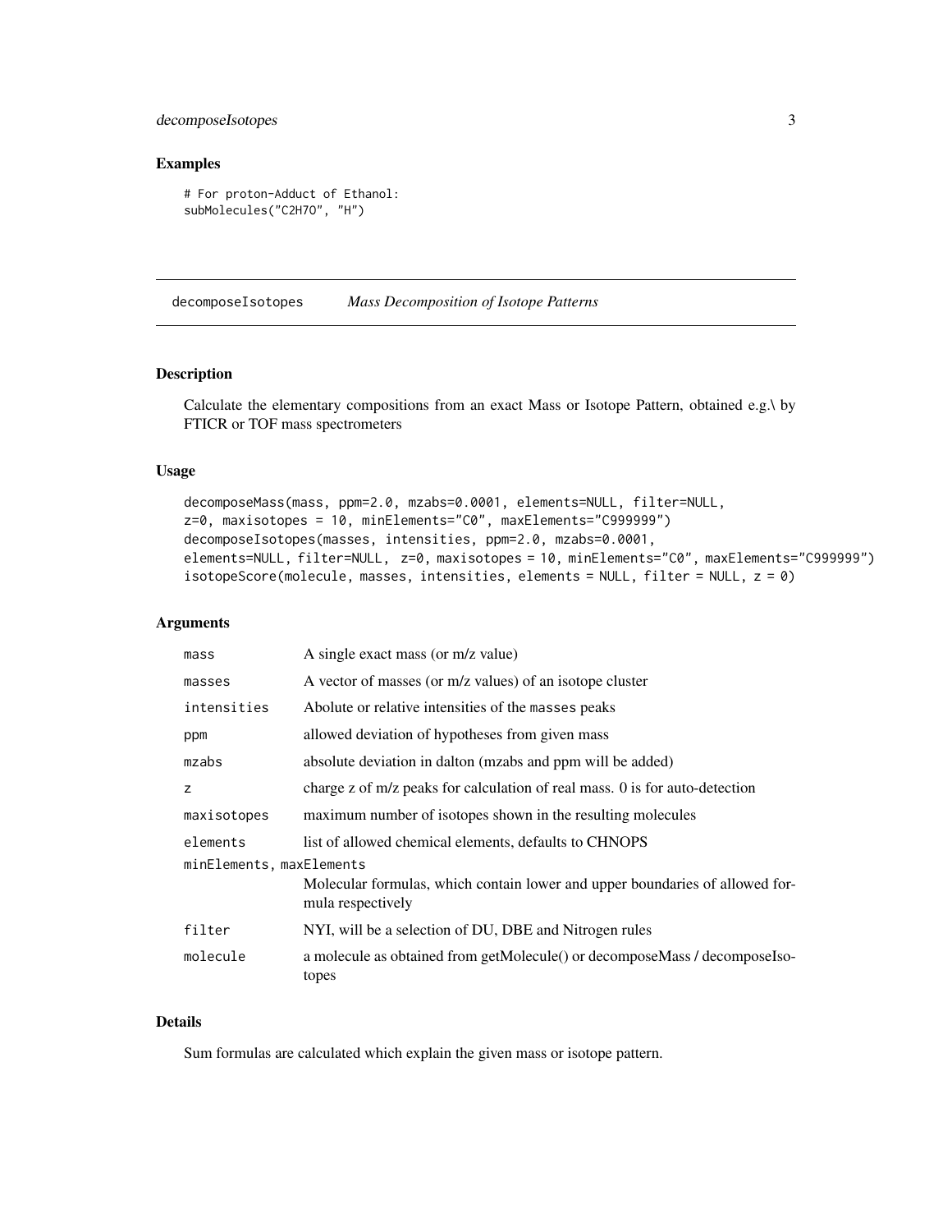## Examples

```
# For proton-Adduct of Ethanol:
subMolecules("C2H7O", "H")
```

---

## decomposeIsotopes *Mass Decomposition of Isotope Patterns*

---

### Description

Calculate the elementary compositions from an exact Mass or Isotope Pattern, obtained e.g.\ by FTICR or TOF mass spectrometers

### Usage

```
decomposeMass(mass, ppm=2.0, mzabs=0.0001, elements=NULL, filter=NULL,
z=0, maxisotopes = 10, minElements="C0", maxElements="C999999")
decomposeIsotopes(masses, intensities, ppm=2.0, mzabs=0.0001,
elements=NULL, filter=NULL,  z=0, maxisotopes = 10, minElements="C0", maxElements="C999999")
isotopeScore(molecule, masses, intensities, elements = NULL, filter = NULL, z = 0)
```

### Arguments

| | |
|---|---|
| `mass` | A single exact mass (or m/z value) |
| `masses` | A vector of masses (or m/z values) of an isotope cluster |
| `intensities` | Abolute or relative intensities of the `masses` peaks |
| `ppm` | allowed deviation of hypotheses from given mass |
| `mzabs` | absolute deviation in dalton (mzabs and ppm will be added) |
| `z` | charge z of m/z peaks for calculation of real mass. 0 is for auto-detection |
| `maxisotopes` | maximum number of isotopes shown in the resulting molecules |
| `elements` | list of allowed chemical elements, defaults to CHNOPS |
| `minElements, maxElements` | Molecular formulas, which contain lower and upper boundaries of allowed formula respectively |
| `filter` | NYI, will be a selection of DU, DBE and Nitrogen rules |
| `molecule` | a molecule as obtained from getMolecule() or decomposeMass / decomposeIsotopes |

### Details

Sum formulas are calculated which explain the given mass or isotope pattern.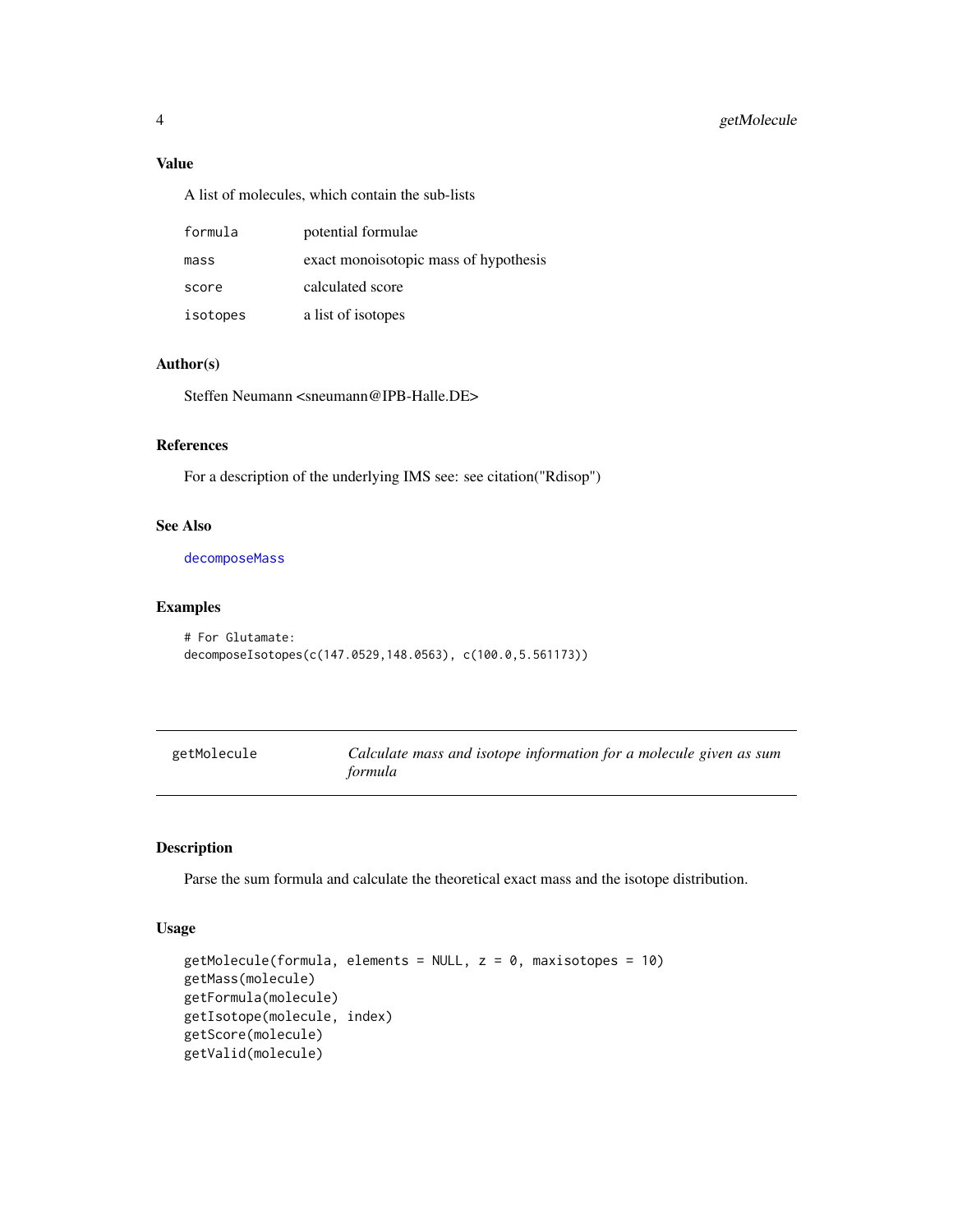### Value

A list of molecules, which contain the sub-lists

| | |
|---|---|
| `formula` | potential formulae |
| `mass` | exact monoisotopic mass of hypothesis |
| `score` | calculated score |
| `isotopes` | a list of isotopes |

### Author(s)

Steffen Neumann <sneumann@IPB-Halle.DE>

### References

For a description of the underlying IMS see: see citation("Rdisop")

### See Also

`decomposeMass`

### Examples

```
# For Glutamate:
decomposeIsotopes(c(147.0529,148.0563), c(100.0,5.561173))
```

---

## getMolecule — *Calculate mass and isotope information for a molecule given as sum formula*

---

### Description

Parse the sum formula and calculate the theoretical exact mass and the isotope distribution.

### Usage

```
getMolecule(formula, elements = NULL, z = 0, maxisotopes = 10)
getMass(molecule)
getFormula(molecule)
getIsotope(molecule, index)
getScore(molecule)
getValid(molecule)
```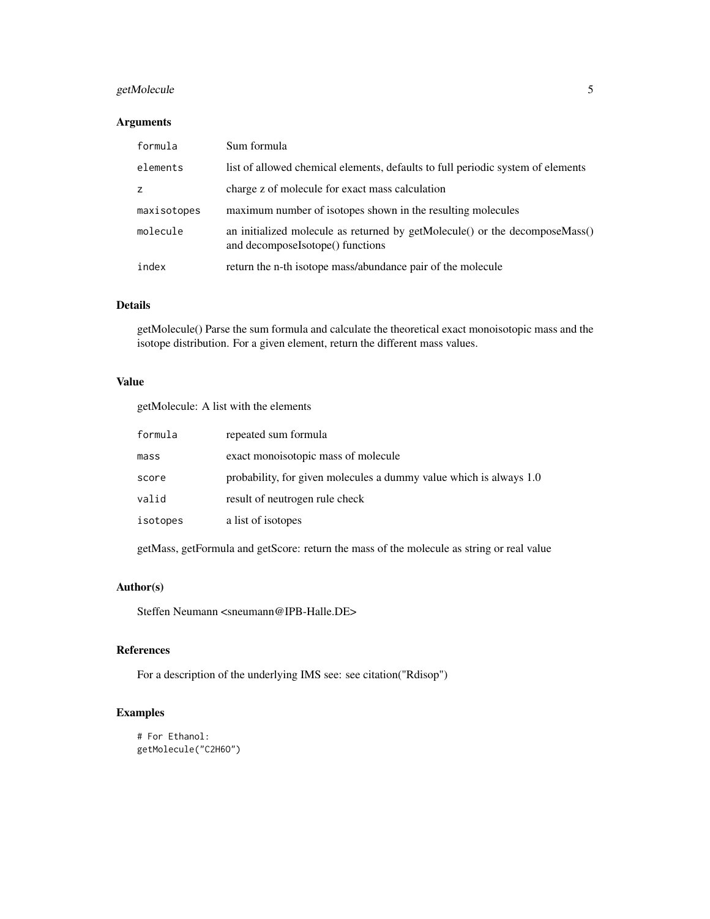## Arguments

| | |
|---|---|
| `formula` | Sum formula |
| `elements` | list of allowed chemical elements, defaults to full periodic system of elements |
| `z` | charge z of molecule for exact mass calculation |
| `maxisotopes` | maximum number of isotopes shown in the resulting molecules |
| `molecule` | an initialized molecule as returned by getMolecule() or the decomposeMass() and decomposeIsotope() functions |
| `index` | return the n-th isotope mass/abundance pair of the molecule |

## Details

getMolecule() Parse the sum formula and calculate the theoretical exact monoisotopic mass and the isotope distribution. For a given element, return the different mass values.

## Value

getMolecule: A list with the elements

| | |
|---|---|
| `formula` | repeated sum formula |
| `mass` | exact monoisotopic mass of molecule |
| `score` | probability, for given molecules a dummy value which is always 1.0 |
| `valid` | result of neutrogen rule check |
| `isotopes` | a list of isotopes |

getMass, getFormula and getScore: return the mass of the molecule as string or real value

## Author(s)

Steffen Neumann <sneumann@IPB-Halle.DE>

## References

For a description of the underlying IMS see: see citation("Rdisop")

## Examples

```
# For Ethanol:
getMolecule("C2H6O")
```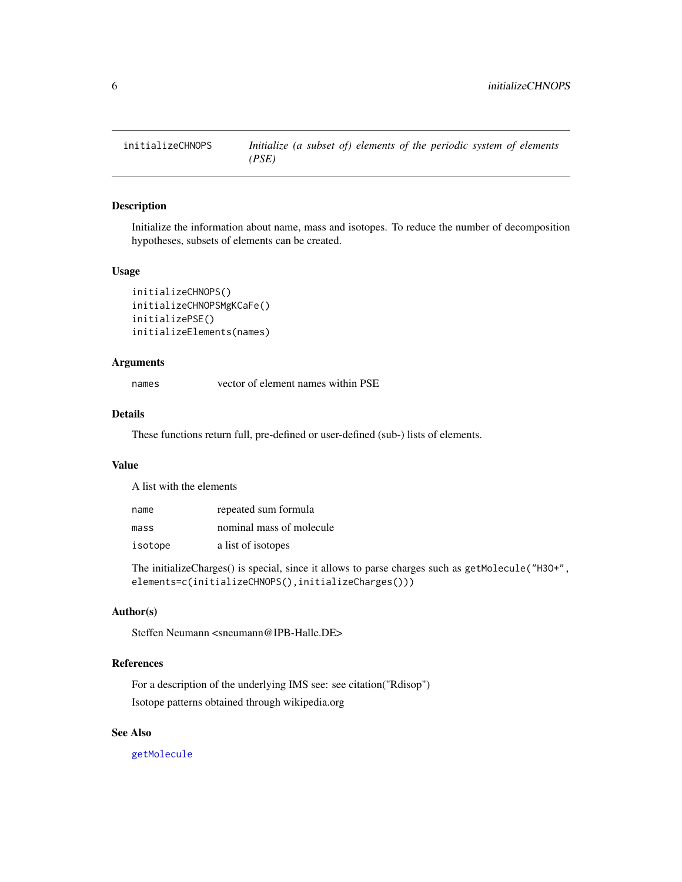# initializeCHNOPS — *Initialize (a subset of) elements of the periodic system of elements (PSE)*

## Description

Initialize the information about name, mass and isotopes. To reduce the number of decomposition hypotheses, subsets of elements can be created.

## Usage

```
initializeCHNOPS()
initializeCHNOPSMgKCaFe()
initializePSE()
initializeElements(names)
```

## Arguments

| | |
|---|---|
| `names` | vector of element names within PSE |

## Details

These functions return full, pre-defined or user-defined (sub-) lists of elements.

## Value

A list with the elements

| | |
|---|---|
| `name` | repeated sum formula |
| `mass` | nominal mass of molecule |
| `isotope` | a list of isotopes |

The initializeCharges() is special, since it allows to parse charges such as `getMolecule("H3O+", elements=c(initializeCHNOPS(),initializeCharges()))`

## Author(s)

Steffen Neumann <sneumann@IPB-Halle.DE>

## References

For a description of the underlying IMS see: see citation("Rdisop")

Isotope patterns obtained through wikipedia.org

## See Also

`getMolecule`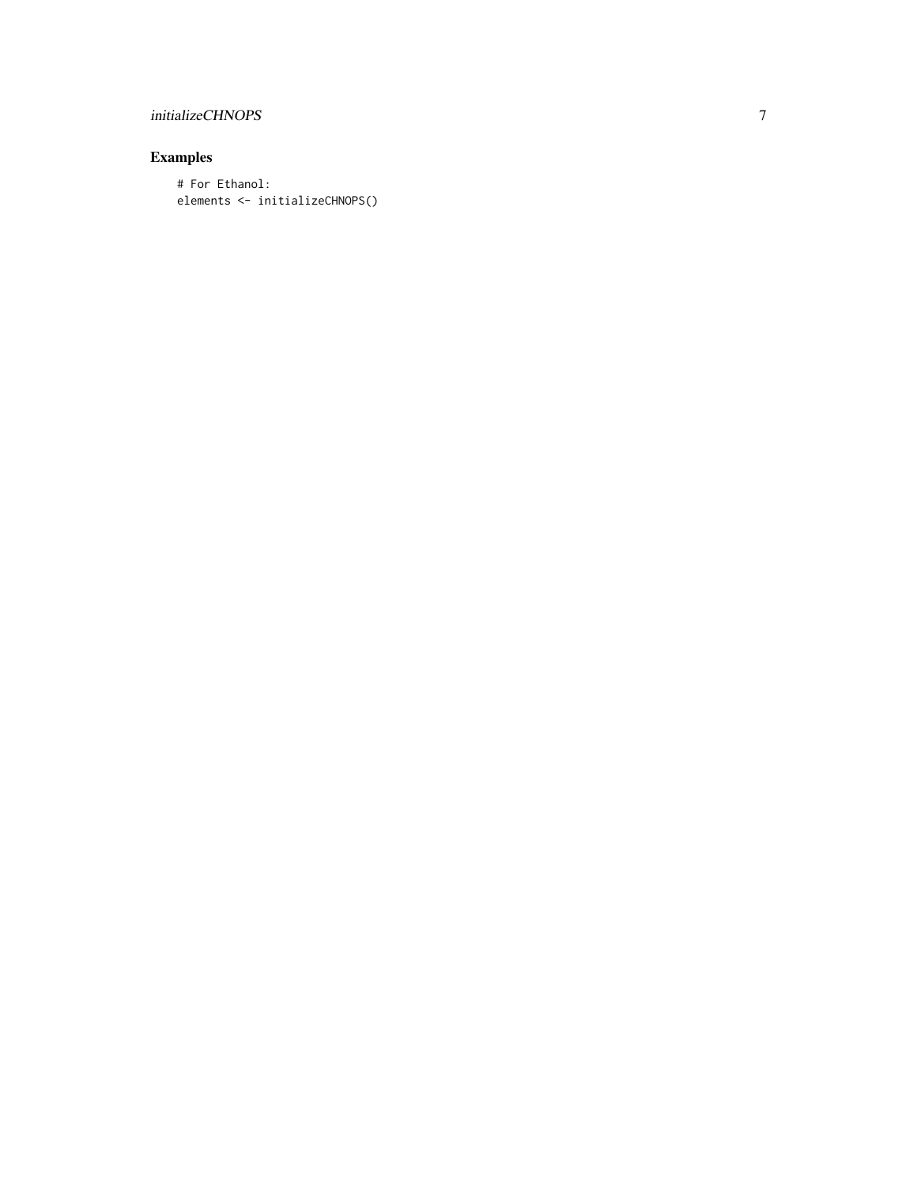## Examples

```
# For Ethanol:
elements <- initializeCHNOPS()
```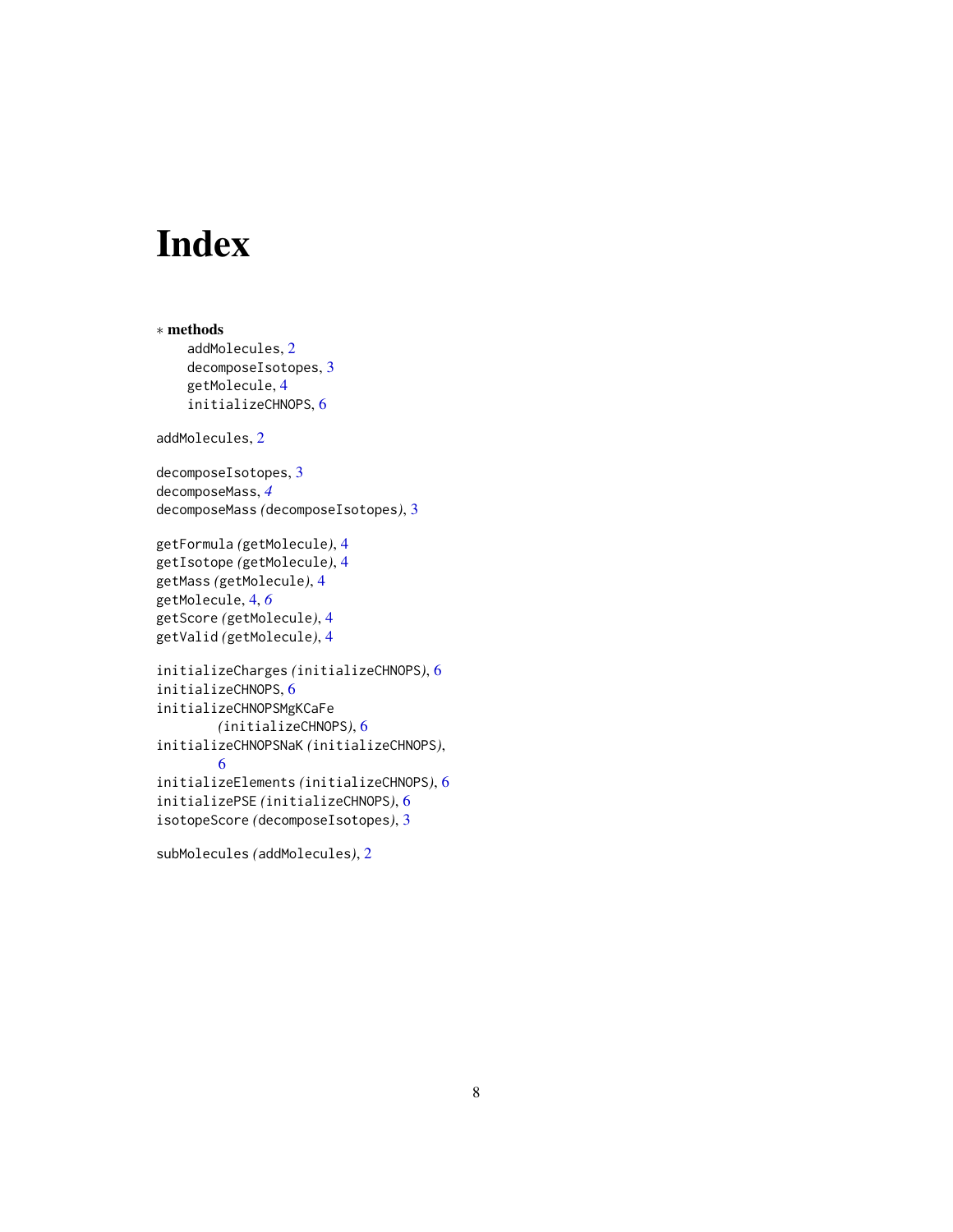# Index

∗ **methods**
  addMolecules, 2
  decomposeIsotopes, 3
  getMolecule, 4
  initializeCHNOPS, 6

addMolecules, 2

decomposeIsotopes, 3
decomposeMass, *4*
decomposeMass *(*decomposeIsotopes*)*, 3

getFormula *(*getMolecule*)*, 4
getIsotope *(*getMolecule*)*, 4
getMass *(*getMolecule*)*, 4
getMolecule, 4, *6*
getScore *(*getMolecule*)*, 4
getValid *(*getMolecule*)*, 4

initializeCharges *(*initializeCHNOPS*)*, 6
initializeCHNOPS, 6
initializeCHNOPSMgKCaFe *(*initializeCHNOPS*)*, 6
initializeCHNOPSNaK *(*initializeCHNOPS*)*, 6
initializeElements *(*initializeCHNOPS*)*, 6
initializePSE *(*initializeCHNOPS*)*, 6
isotopeScore *(*decomposeIsotopes*)*, 3

subMolecules *(*addMolecules*)*, 2